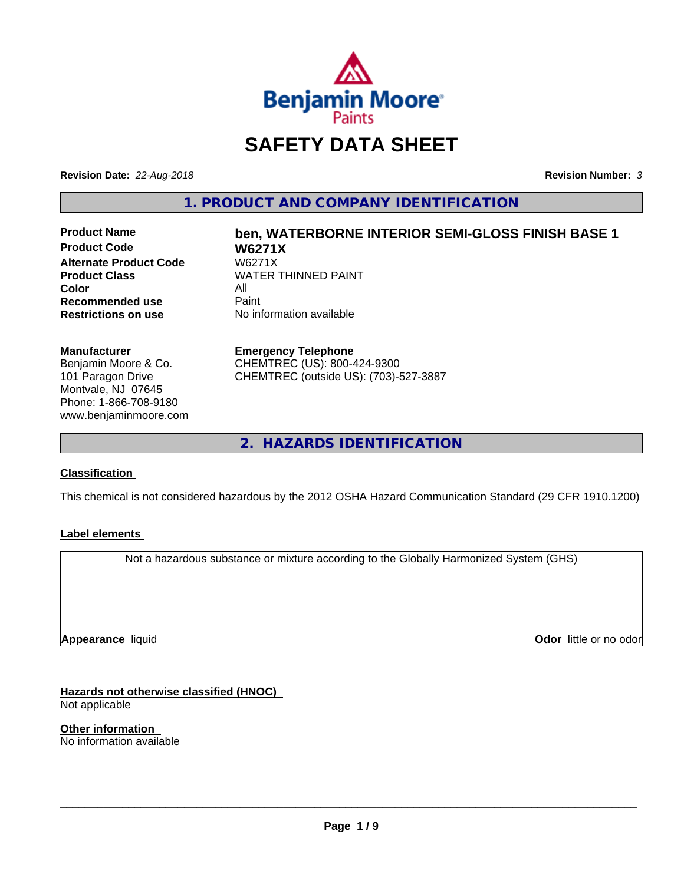# SAFETY DATA SHEET

**Revision Date:** *22-Aug-2018* **Revision Number:** *3*

## 1. PRODUCT AND COMPANY IDENTIFICATION

| | |
|---|---|
| **Product Name** | **ben, WATERBORNE INTERIOR SEMI-GLOSS FINISH BASE 1** |
| **Product Code** | **W6271X** |
| **Alternate Product Code** | W6271X |
| **Product Class** | WATER THINNED PAINT |
| **Color** | All |
| **Recommended use** | Paint |
| **Restrictions on use** | No information available |

**Manufacturer**
Benjamin Moore & Co.
101 Paragon Drive
Montvale, NJ 07645
Phone: 1-866-708-9180
www.benjaminmoore.com

**Emergency Telephone**
CHEMTREC (US): 800-424-9300
CHEMTREC (outside US): (703)-527-3887

## 2. HAZARDS IDENTIFICATION

**Classification**

This chemical is not considered hazardous by the 2012 OSHA Hazard Communication Standard (29 CFR 1910.1200)

**Label elements**

Not a hazardous substance or mixture according to the Globally Harmonized System (GHS)

**Appearance** liquid **Odor** little or no odor

**Hazards not otherwise classified (HNOC)**
Not applicable

**Other information**
No information available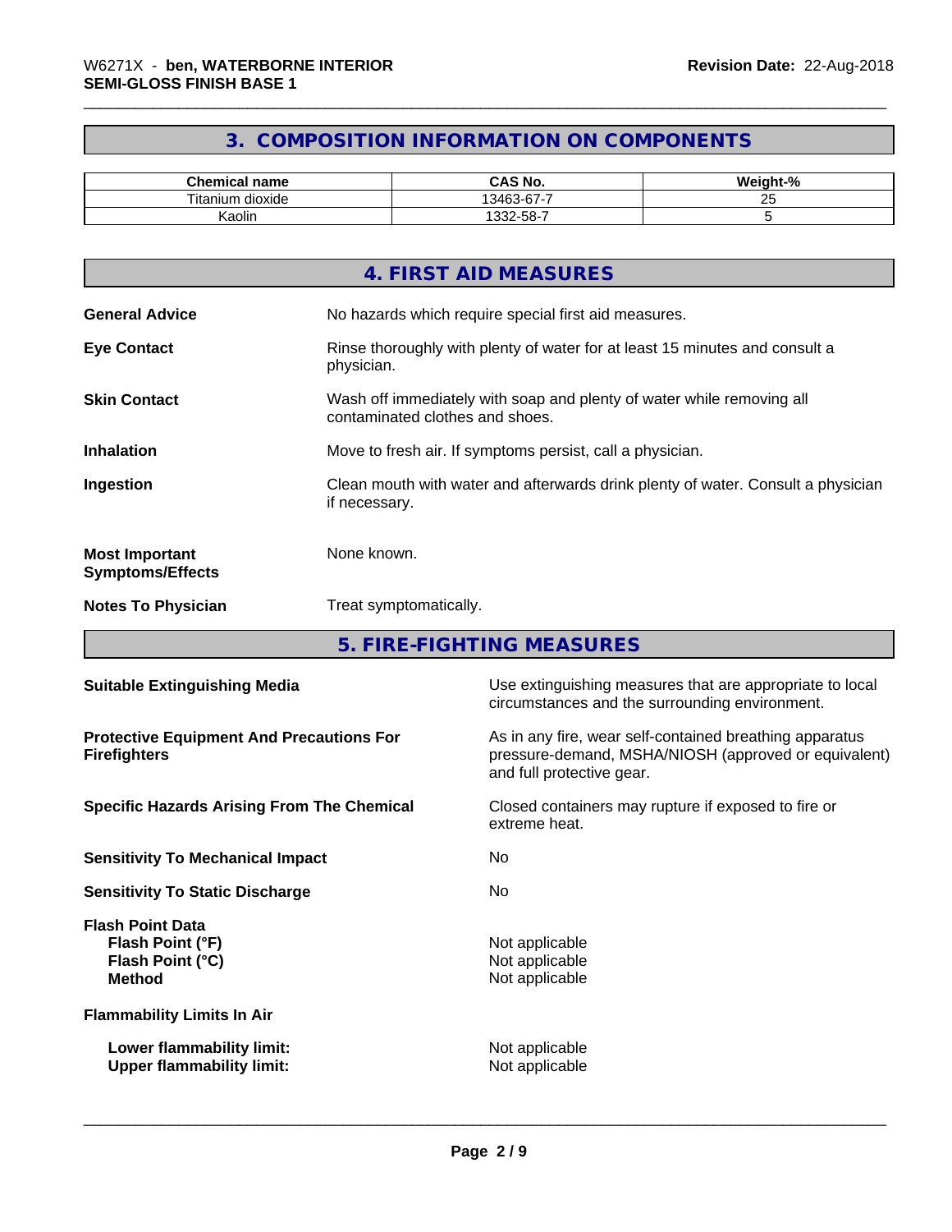## 3. COMPOSITION INFORMATION ON COMPONENTS

| Chemical name | CAS No. | Weight-% |
|---|---|---|
| Titanium dioxide | 13463-67-7 | 25 |
| Kaolin | 1332-58-7 | 5 |

## 4. FIRST AID MEASURES

**General Advice** No hazards which require special first aid measures.

**Eye Contact** Rinse thoroughly with plenty of water for at least 15 minutes and consult a physician.

**Skin Contact** Wash off immediately with soap and plenty of water while removing all contaminated clothes and shoes.

**Inhalation** Move to fresh air. If symptoms persist, call a physician.

**Ingestion** Clean mouth with water and afterwards drink plenty of water. Consult a physician if necessary.

**Most Important Symptoms/Effects** None known.

**Notes To Physician** Treat symptomatically.

## 5. FIRE-FIGHTING MEASURES

**Suitable Extinguishing Media** Use extinguishing measures that are appropriate to local circumstances and the surrounding environment.

**Protective Equipment And Precautions For Firefighters** As in any fire, wear self-contained breathing apparatus pressure-demand, MSHA/NIOSH (approved or equivalent) and full protective gear.

**Specific Hazards Arising From The Chemical** Closed containers may rupture if exposed to fire or extreme heat.

**Sensitivity To Mechanical Impact** No

**Sensitivity To Static Discharge** No

**Flash Point Data**
**Flash Point (°F)** Not applicable
**Flash Point (°C)** Not applicable
**Method** Not applicable

**Flammability Limits In Air**

**Lower flammability limit:** Not applicable
**Upper flammability limit:** Not applicable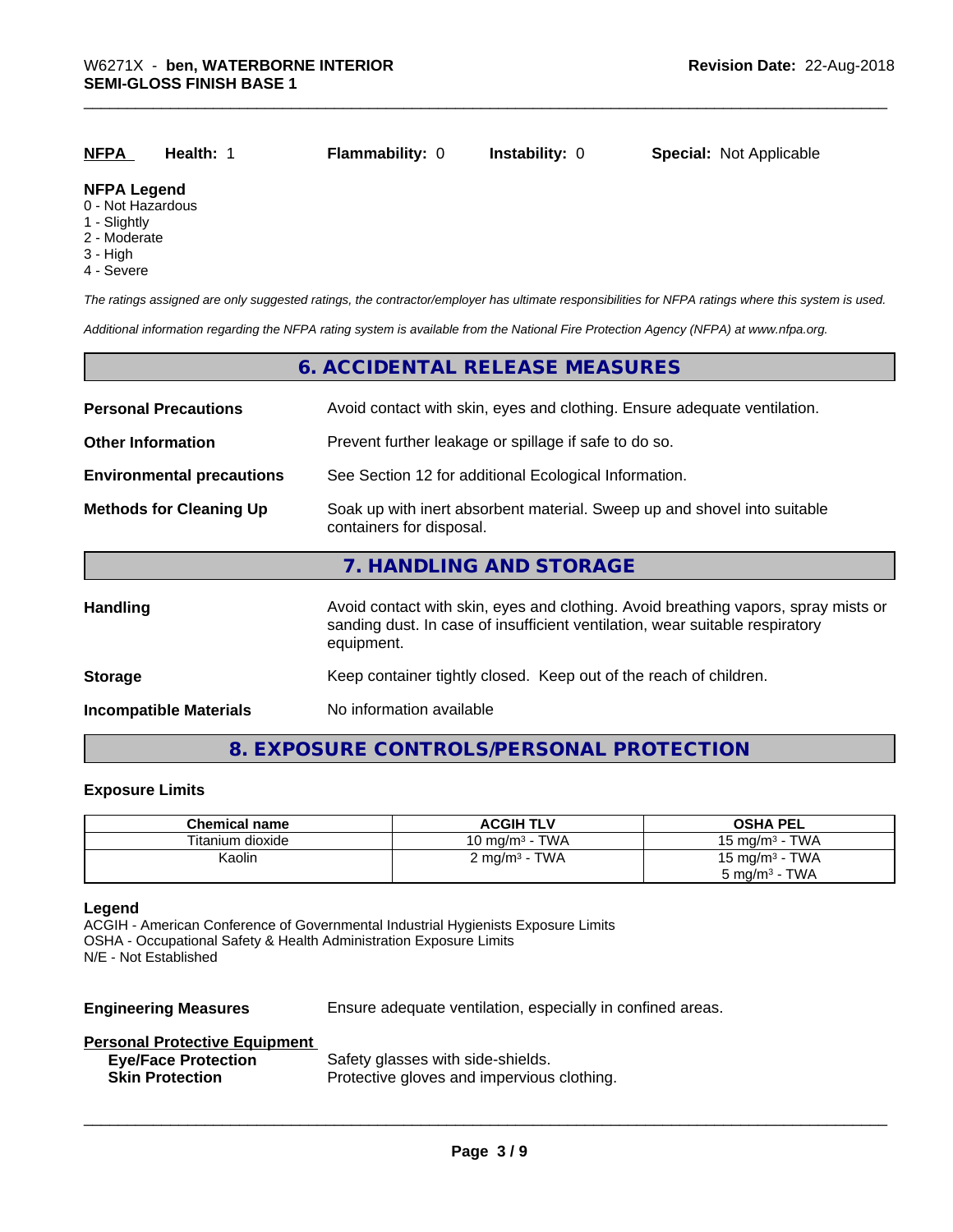| **NFPA** | **Health:** 1 | **Flammability:** 0 | **Instability:** 0 | **Special:** Not Applicable |
|---|---|---|---|---|

**NFPA Legend**
0 - Not Hazardous
1 - Slightly
2 - Moderate
3 - High
4 - Severe

*The ratings assigned are only suggested ratings, the contractor/employer has ultimate responsibilities for NFPA ratings where this system is used.*

*Additional information regarding the NFPA rating system is available from the National Fire Protection Agency (NFPA) at www.nfpa.org.*

## 6. ACCIDENTAL RELEASE MEASURES

**Personal Precautions** Avoid contact with skin, eyes and clothing. Ensure adequate ventilation.

**Other Information** Prevent further leakage or spillage if safe to do so.

**Environmental precautions** See Section 12 for additional Ecological Information.

**Methods for Cleaning Up** Soak up with inert absorbent material. Sweep up and shovel into suitable containers for disposal.

## 7. HANDLING AND STORAGE

**Handling** Avoid contact with skin, eyes and clothing. Avoid breathing vapors, spray mists or sanding dust. In case of insufficient ventilation, wear suitable respiratory equipment.

**Storage** Keep container tightly closed. Keep out of the reach of children.

**Incompatible Materials** No information available

## 8. EXPOSURE CONTROLS/PERSONAL PROTECTION

### Exposure Limits

| Chemical name | ACGIH TLV | OSHA PEL |
|---|---|---|
| Titanium dioxide | 10 mg/m³ - TWA | 15 mg/m³ - TWA |
| Kaolin | 2 mg/m³ - TWA | 15 mg/m³ - TWA<br>5 mg/m³ - TWA |

**Legend**
ACGIH - American Conference of Governmental Industrial Hygienists Exposure Limits
OSHA - Occupational Safety & Health Administration Exposure Limits
N/E - Not Established

**Engineering Measures** Ensure adequate ventilation, especially in confined areas.

**Personal Protective Equipment**
**Eye/Face Protection** Safety glasses with side-shields.
**Skin Protection** Protective gloves and impervious clothing.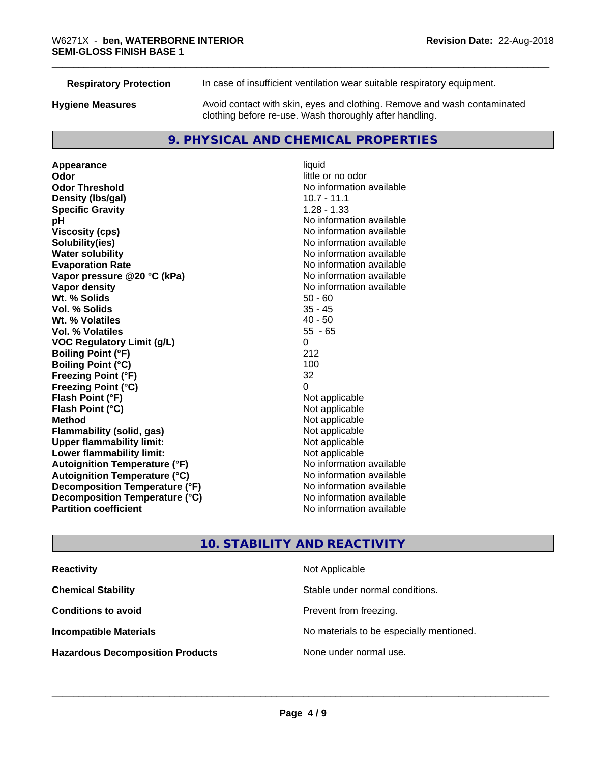| | |
|---|---|
| **Respiratory Protection** | In case of insufficient ventilation wear suitable respiratory equipment. |
| **Hygiene Measures** | Avoid contact with skin, eyes and clothing. Remove and wash contaminated clothing before re-use. Wash thoroughly after handling. |

## 9. PHYSICAL AND CHEMICAL PROPERTIES

| | |
|---|---|
| **Appearance** | liquid |
| **Odor** | little or no odor |
| **Odor Threshold** | No information available |
| **Density (lbs/gal)** | 10.7 - 11.1 |
| **Specific Gravity** | 1.28 - 1.33 |
| **pH** | No information available |
| **Viscosity (cps)** | No information available |
| **Solubility(ies)** | No information available |
| **Water solubility** | No information available |
| **Evaporation Rate** | No information available |
| **Vapor pressure @20 °C (kPa)** | No information available |
| **Vapor density** | No information available |
| **Wt. % Solids** | 50 - 60 |
| **Vol. % Solids** | 35 - 45 |
| **Wt. % Volatiles** | 40 - 50 |
| **Vol. % Volatiles** | 55 - 65 |
| **VOC Regulatory Limit (g/L)** | 0 |
| **Boiling Point (°F)** | 212 |
| **Boiling Point (°C)** | 100 |
| **Freezing Point (°F)** | 32 |
| **Freezing Point (°C)** | 0 |
| **Flash Point (°F)** | Not applicable |
| **Flash Point (°C)** | Not applicable |
| **Method** | Not applicable |
| **Flammability (solid, gas)** | Not applicable |
| **Upper flammability limit:** | Not applicable |
| **Lower flammability limit:** | Not applicable |
| **Autoignition Temperature (°F)** | No information available |
| **Autoignition Temperature (°C)** | No information available |
| **Decomposition Temperature (°F)** | No information available |
| **Decomposition Temperature (°C)** | No information available |
| **Partition coefficient** | No information available |

## 10. STABILITY AND REACTIVITY

| | |
|---|---|
| **Reactivity** | Not Applicable |
| **Chemical Stability** | Stable under normal conditions. |
| **Conditions to avoid** | Prevent from freezing. |
| **Incompatible Materials** | No materials to be especially mentioned. |
| **Hazardous Decomposition Products** | None under normal use. |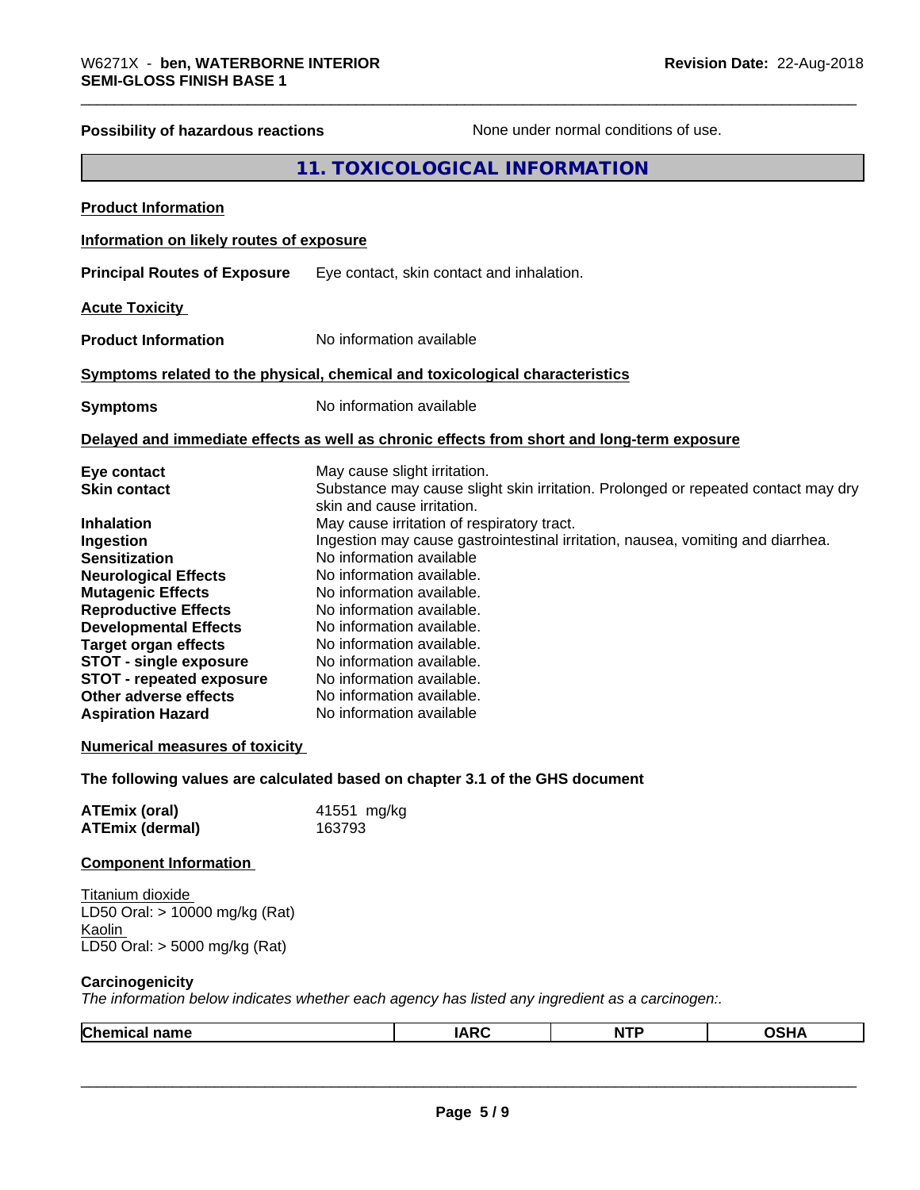**Possibility of hazardous reactions** None under normal conditions of use.

## 11. TOXICOLOGICAL INFORMATION

**Product Information**

**Information on likely routes of exposure**

**Principal Routes of Exposure** Eye contact, skin contact and inhalation.

**Acute Toxicity**

**Product Information** No information available

**Symptoms related to the physical, chemical and toxicological characteristics**

**Symptoms** No information available

**Delayed and immediate effects as well as chronic effects from short and long-term exposure**

| | |
|---|---|
| **Eye contact** | May cause slight irritation. |
| **Skin contact** | Substance may cause slight skin irritation. Prolonged or repeated contact may dry skin and cause irritation. |
| **Inhalation** | May cause irritation of respiratory tract. |
| **Ingestion** | Ingestion may cause gastrointestinal irritation, nausea, vomiting and diarrhea. |
| **Sensitization** | No information available |
| **Neurological Effects** | No information available. |
| **Mutagenic Effects** | No information available. |
| **Reproductive Effects** | No information available. |
| **Developmental Effects** | No information available. |
| **Target organ effects** | No information available. |
| **STOT - single exposure** | No information available. |
| **STOT - repeated exposure** | No information available. |
| **Other adverse effects** | No information available. |
| **Aspiration Hazard** | No information available |

**Numerical measures of toxicity**

**The following values are calculated based on chapter 3.1 of the GHS document**

| | |
|---|---|
| **ATEmix (oral)** | 41551 mg/kg |
| **ATEmix (dermal)** | 163793 |

**Component Information**

Titanium dioxide
LD50 Oral: > 10000 mg/kg (Rat)
Kaolin
LD50 Oral: > 5000 mg/kg (Rat)

**Carcinogenicity**
*The information below indicates whether each agency has listed any ingredient as a carcinogen:.*

| Chemical name | IARC | NTP | OSHA |
|---|---|---|---|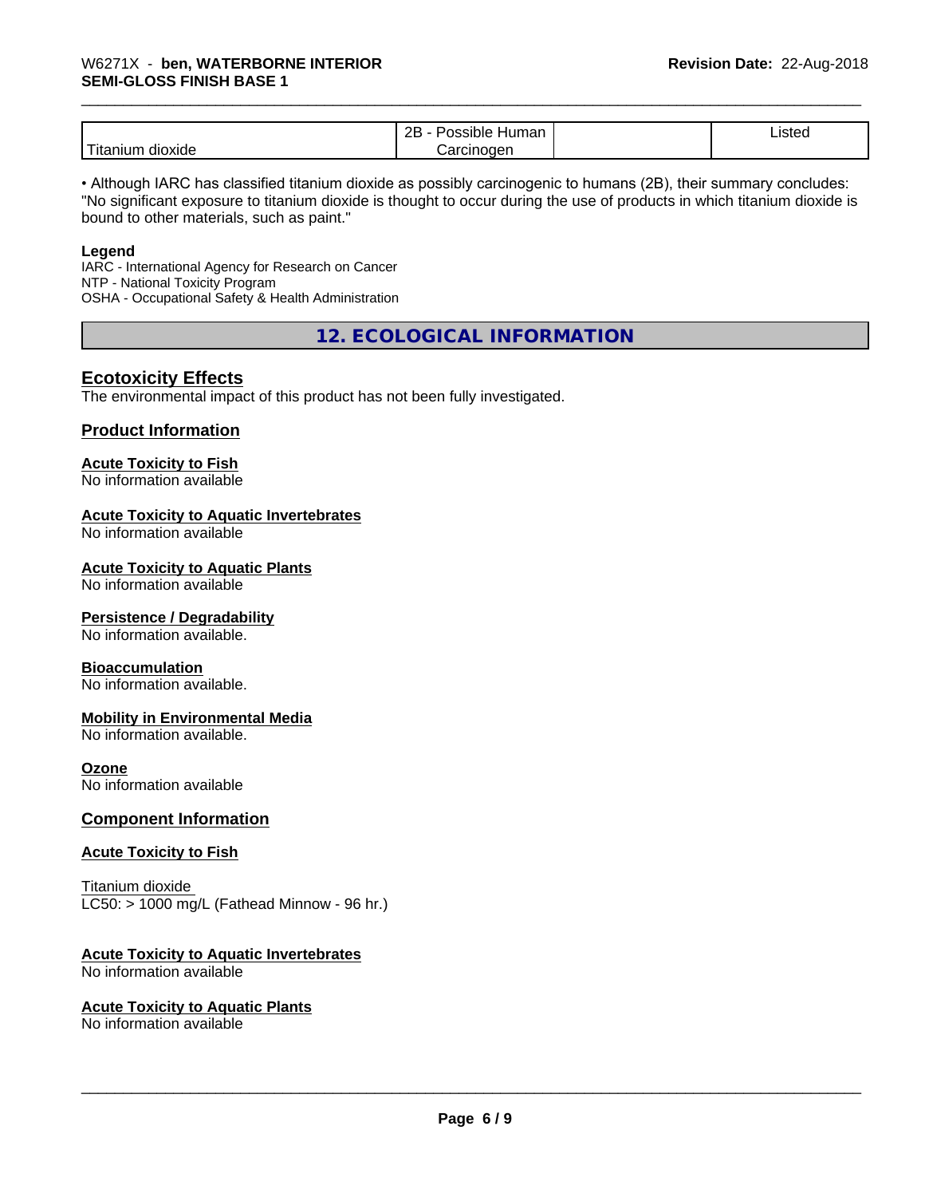| | | | |
|---|---|---|---|
| Titanium dioxide | 2B - Possible Human Carcinogen | | Listed |

• Although IARC has classified titanium dioxide as possibly carcinogenic to humans (2B), their summary concludes: "No significant exposure to titanium dioxide is thought to occur during the use of products in which titanium dioxide is bound to other materials, such as paint."

**Legend**

IARC - International Agency for Research on Cancer
NTP - National Toxicity Program
OSHA - Occupational Safety & Health Administration

## 12. ECOLOGICAL INFORMATION

### Ecotoxicity Effects

The environmental impact of this product has not been fully investigated.

### Product Information

**Acute Toxicity to Fish**
No information available

**Acute Toxicity to Aquatic Invertebrates**
No information available

**Acute Toxicity to Aquatic Plants**
No information available

**Persistence / Degradability**
No information available.

**Bioaccumulation**
No information available.

**Mobility in Environmental Media**
No information available.

**Ozone**
No information available

### Component Information

**Acute Toxicity to Fish**

Titanium dioxide
LC50: > 1000 mg/L (Fathead Minnow - 96 hr.)

**Acute Toxicity to Aquatic Invertebrates**
No information available

**Acute Toxicity to Aquatic Plants**
No information available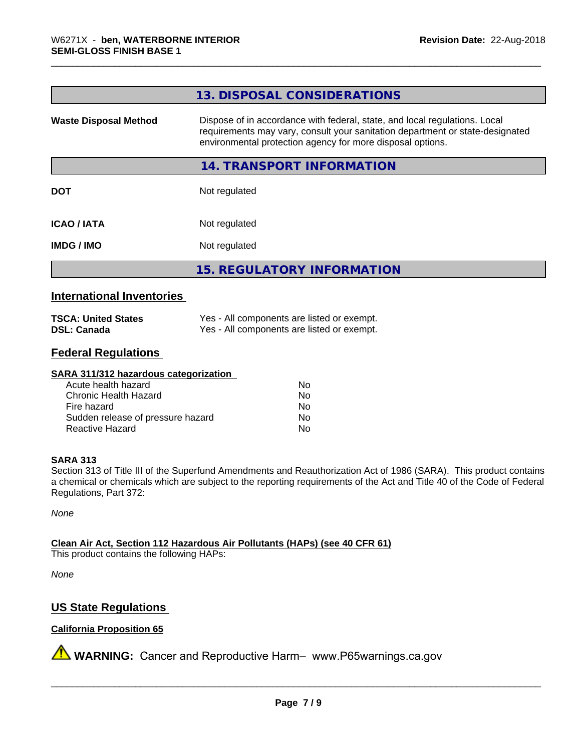## 13. DISPOSAL CONSIDERATIONS

| | |
|---|---|
| **Waste Disposal Method** | Dispose of in accordance with federal, state, and local regulations. Local requirements may vary, consult your sanitation department or state-designated environmental protection agency for more disposal options. |

## 14. TRANSPORT INFORMATION

| | |
|---|---|
| **DOT** | Not regulated |
| **ICAO / IATA** | Not regulated |
| **IMDG / IMO** | Not regulated |

## 15. REGULATORY INFORMATION

### International Inventories

| | |
|---|---|
| **TSCA: United States** | Yes - All components are listed or exempt. |
| **DSL: Canada** | Yes - All components are listed or exempt. |

### Federal Regulations

**SARA 311/312 hazardous categorization**

| | |
|---|---|
| Acute health hazard | No |
| Chronic Health Hazard | No |
| Fire hazard | No |
| Sudden release of pressure hazard | No |
| Reactive Hazard | No |

**SARA 313**

Section 313 of Title III of the Superfund Amendments and Reauthorization Act of 1986 (SARA). This product contains a chemical or chemicals which are subject to the reporting requirements of the Act and Title 40 of the Code of Federal Regulations, Part 372:

*None*

**Clean Air Act, Section 112 Hazardous Air Pollutants (HAPs) (see 40 CFR 61)**

This product contains the following HAPs:

*None*

### US State Regulations

**California Proposition 65**

⚠ **WARNING:** Cancer and Reproductive Harm– www.P65warnings.ca.gov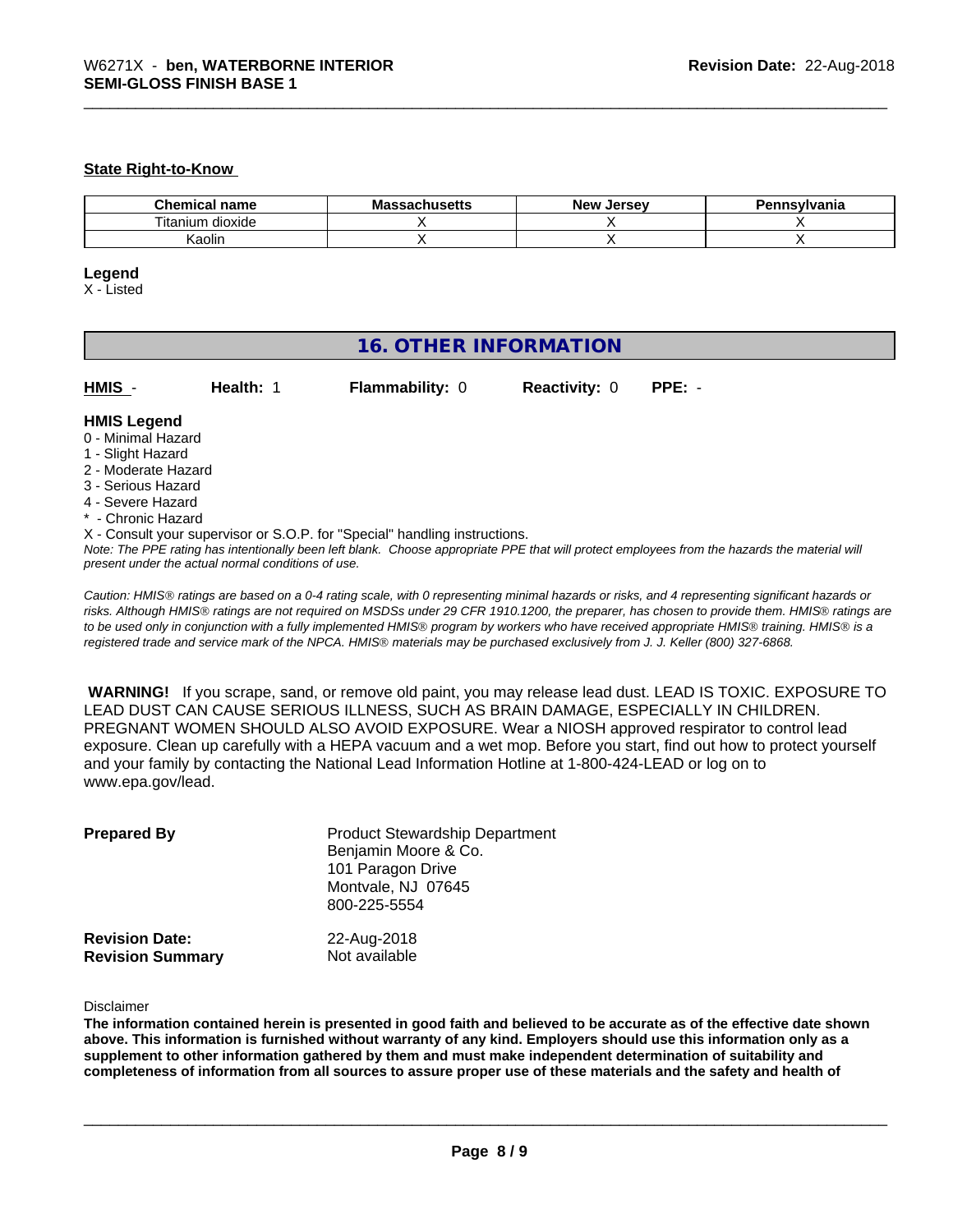**State Right-to-Know**

| Chemical name | Massachusetts | New Jersey | Pennsylvania |
|---|---|---|---|
| Titanium dioxide | X | X | X |
| Kaolin | X | X | X |

**Legend**

X - Listed

## 16. OTHER INFORMATION

**HMIS** - **Health:** 1 **Flammability:** 0 **Reactivity:** 0 **PPE:** -

**HMIS Legend**

0 - Minimal Hazard
1 - Slight Hazard
2 - Moderate Hazard
3 - Serious Hazard
4 - Severe Hazard
* - Chronic Hazard

X - Consult your supervisor or S.O.P. for "Special" handling instructions.

*Note: The PPE rating has intentionally been left blank. Choose appropriate PPE that will protect employees from the hazards the material will present under the actual normal conditions of use.*

*Caution: HMIS® ratings are based on a 0-4 rating scale, with 0 representing minimal hazards or risks, and 4 representing significant hazards or risks. Although HMIS® ratings are not required on MSDSs under 29 CFR 1910.1200, the preparer, has chosen to provide them. HMIS® ratings are to be used only in conjunction with a fully implemented HMIS® program by workers who have received appropriate HMIS® training. HMIS® is a registered trade and service mark of the NPCA. HMIS® materials may be purchased exclusively from J. J. Keller (800) 327-6868.*

**WARNING!** If you scrape, sand, or remove old paint, you may release lead dust. LEAD IS TOXIC. EXPOSURE TO LEAD DUST CAN CAUSE SERIOUS ILLNESS, SUCH AS BRAIN DAMAGE, ESPECIALLY IN CHILDREN. PREGNANT WOMEN SHOULD ALSO AVOID EXPOSURE. Wear a NIOSH approved respirator to control lead exposure. Clean up carefully with a HEPA vacuum and a wet mop. Before you start, find out how to protect yourself and your family by contacting the National Lead Information Hotline at 1-800-424-LEAD or log on to www.epa.gov/lead.

**Prepared By**
Product Stewardship Department
Benjamin Moore & Co.
101 Paragon Drive
Montvale, NJ 07645
800-225-5554

**Revision Date:** 22-Aug-2018
**Revision Summary** Not available

Disclaimer

**The information contained herein is presented in good faith and believed to be accurate as of the effective date shown above. This information is furnished without warranty of any kind. Employers should use this information only as a supplement to other information gathered by them and must make independent determination of suitability and completeness of information from all sources to assure proper use of these materials and the safety and health of**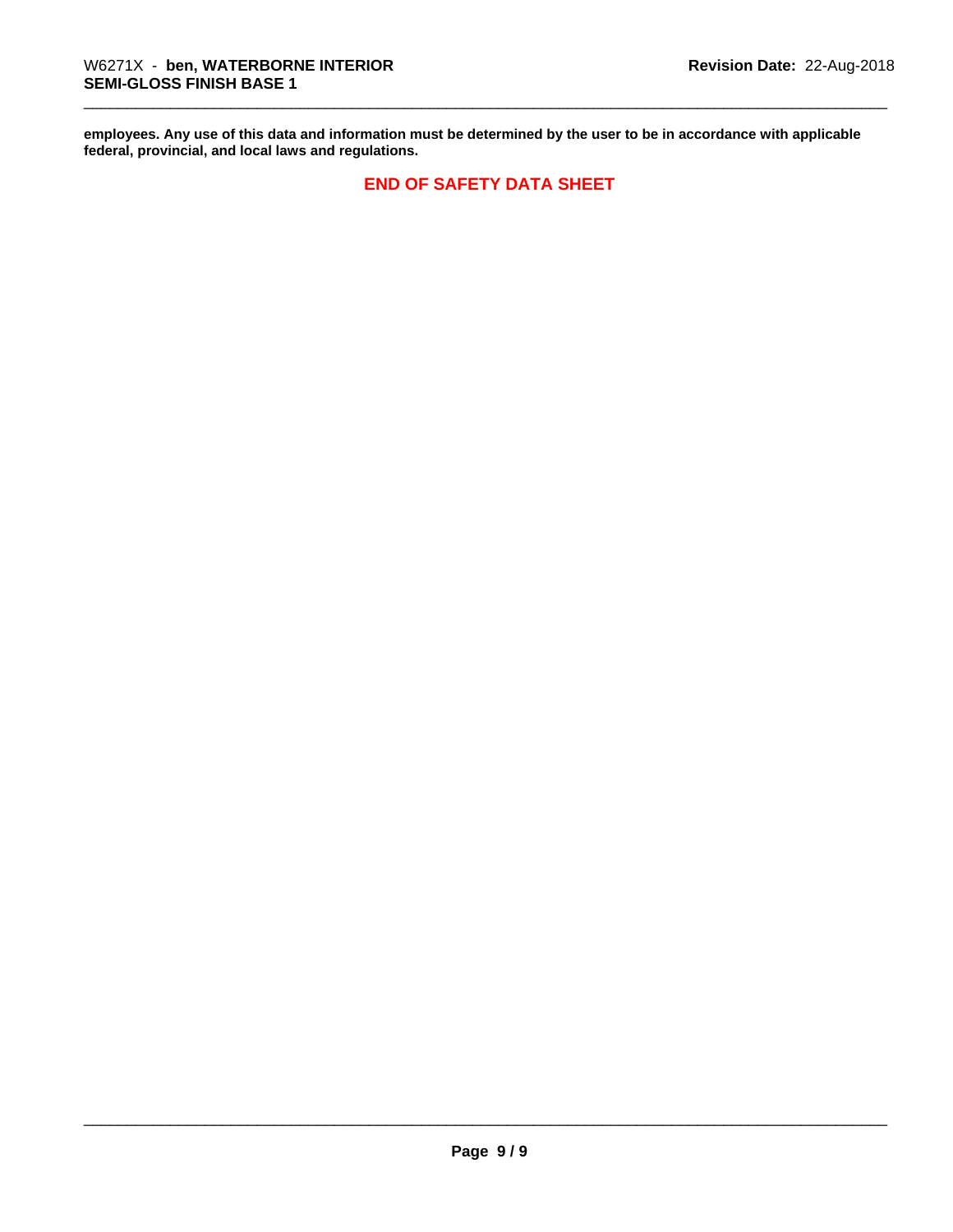**employees. Any use of this data and information must be determined by the user to be in accordance with applicable federal, provincial, and local laws and regulations.**

**END OF SAFETY DATA SHEET**